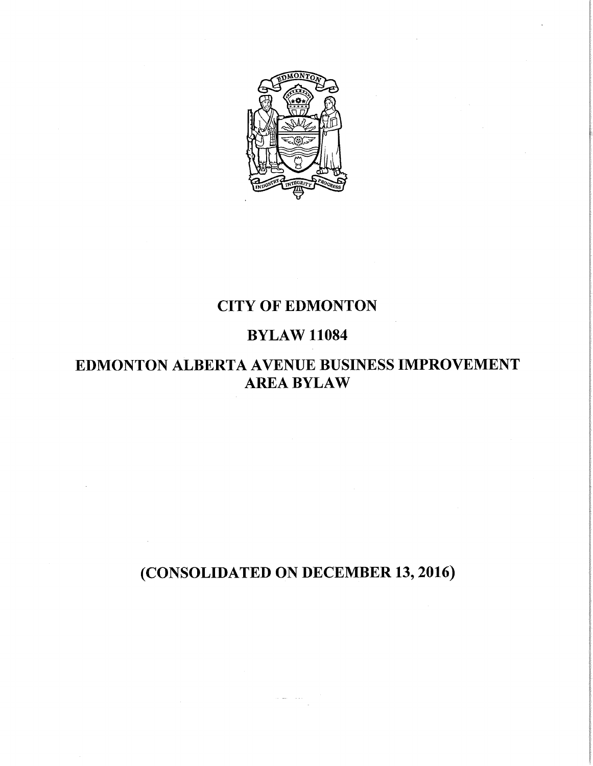# CITY OF EDMONTON

## BYLAW 11084

## EDMONTON ALBERTA AVENUE BUSINESS IMPROVEMENT AREA BYLAW

**(CONSOLIDATED ON DECEMBER 13, 2016)**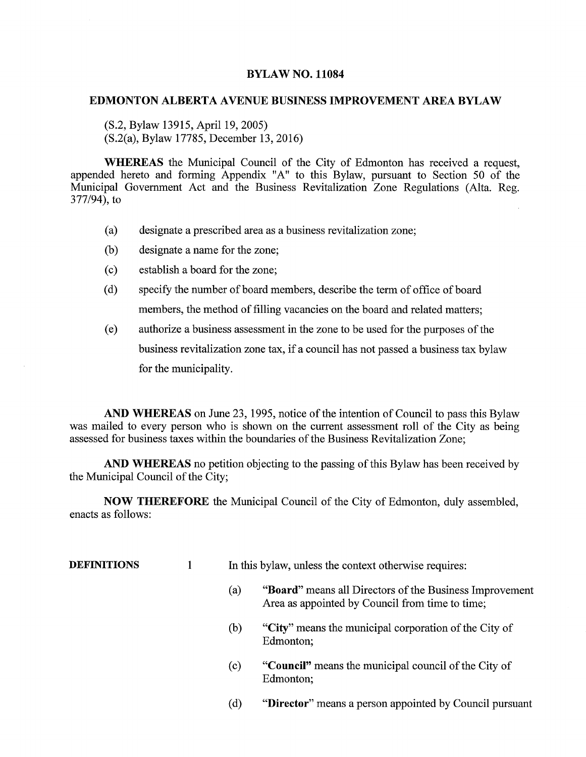# BYLAW NO. 11084

## EDMONTON ALBERTA AVENUE BUSINESS IMPROVEMENT AREA BYLAW

(S.2, Bylaw 13915, April 19, 2005)
(S.2(a), Bylaw 17785, December 13, 2016)

**WHEREAS** the Municipal Council of the City of Edmonton has received a request, appended hereto and forming Appendix "A" to this Bylaw, pursuant to Section 50 of the Municipal Government Act and the Business Revitalization Zone Regulations (Alta. Reg. 377/94), to

(a) designate a prescribed area as a business revitalization zone;

(b) designate a name for the zone;

(c) establish a board for the zone;

(d) specify the number of board members, describe the term of office of board members, the method of filling vacancies on the board and related matters;

(e) authorize a business assessment in the zone to be used for the purposes of the business revitalization zone tax, if a council has not passed a business tax bylaw for the municipality.

**AND WHEREAS** on June 23, 1995, notice of the intention of Council to pass this Bylaw was mailed to every person who is shown on the current assessment roll of the City as being assessed for business taxes within the boundaries of the Business Revitalization Zone;

**AND WHEREAS** no petition objecting to the passing of this Bylaw has been received by the Municipal Council of the City;

**NOW THEREFORE** the Municipal Council of the City of Edmonton, duly assembled, enacts as follows:

**DEFINITIONS** 1 In this bylaw, unless the context otherwise requires:

(a) "**Board**" means all Directors of the Business Improvement Area as appointed by Council from time to time;

(b) "**City**" means the municipal corporation of the City of Edmonton;

(c) "**Council**" means the municipal council of the City of Edmonton;

(d) "**Director**" means a person appointed by Council pursuant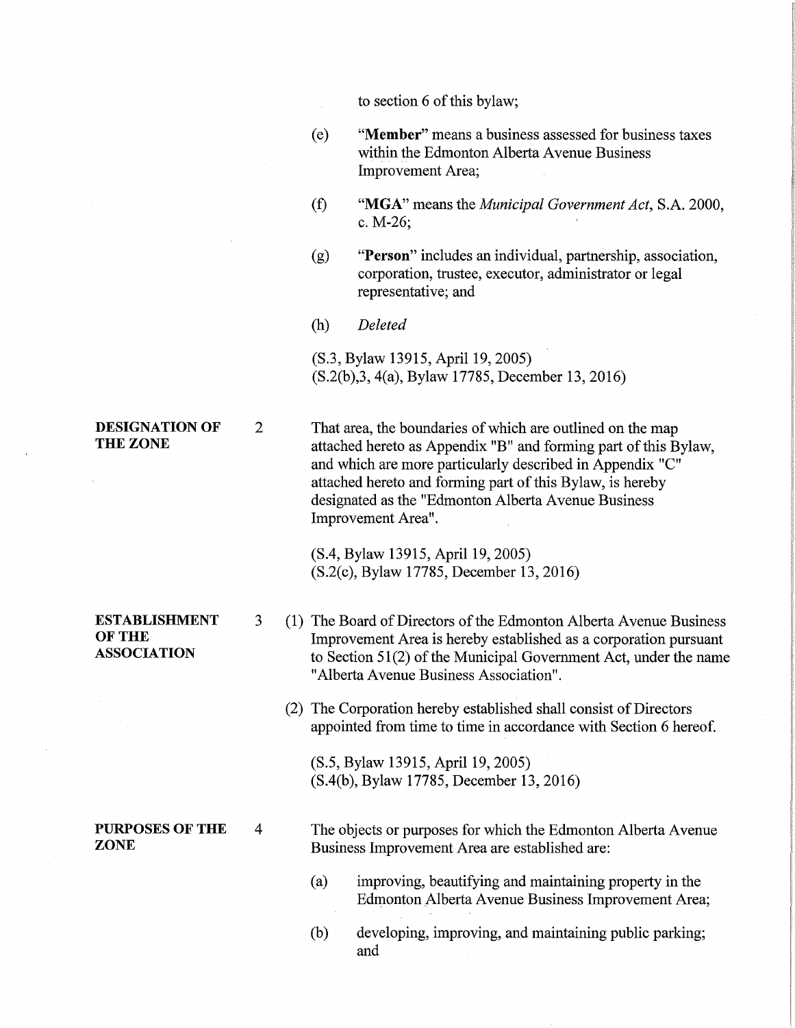to section 6 of this bylaw;

(e) "**Member**" means a business assessed for business taxes within the Edmonton Alberta Avenue Business Improvement Area;

(f) "**MGA**" means the *Municipal Government Act*, S.A. 2000, c. M-26;

(g) "**Person**" includes an individual, partnership, association, corporation, trustee, executor, administrator or legal representative; and

(h) *Deleted*

(S.3, Bylaw 13915, April 19, 2005)
(S.2(b),3, 4(a), Bylaw 17785, December 13, 2016)

**DESIGNATION OF THE ZONE**

2 That area, the boundaries of which are outlined on the map attached hereto as Appendix "B" and forming part of this Bylaw, and which are more particularly described in Appendix "C" attached hereto and forming part of this Bylaw, is hereby designated as the "Edmonton Alberta Avenue Business Improvement Area".

(S.4, Bylaw 13915, April 19, 2005)
(S.2(c), Bylaw 17785, December 13, 2016)

**ESTABLISHMENT OF THE ASSOCIATION**

3 (1) The Board of Directors of the Edmonton Alberta Avenue Business Improvement Area is hereby established as a corporation pursuant to Section 51(2) of the Municipal Government Act, under the name "Alberta Avenue Business Association".

(2) The Corporation hereby established shall consist of Directors appointed from time to time in accordance with Section 6 hereof.

(S.5, Bylaw 13915, April 19, 2005)
(S.4(b), Bylaw 17785, December 13, 2016)

**PURPOSES OF THE ZONE**

4 The objects or purposes for which the Edmonton Alberta Avenue Business Improvement Area are established are:

(a) improving, beautifying and maintaining property in the Edmonton Alberta Avenue Business Improvement Area;

(b) developing, improving, and maintaining public parking; and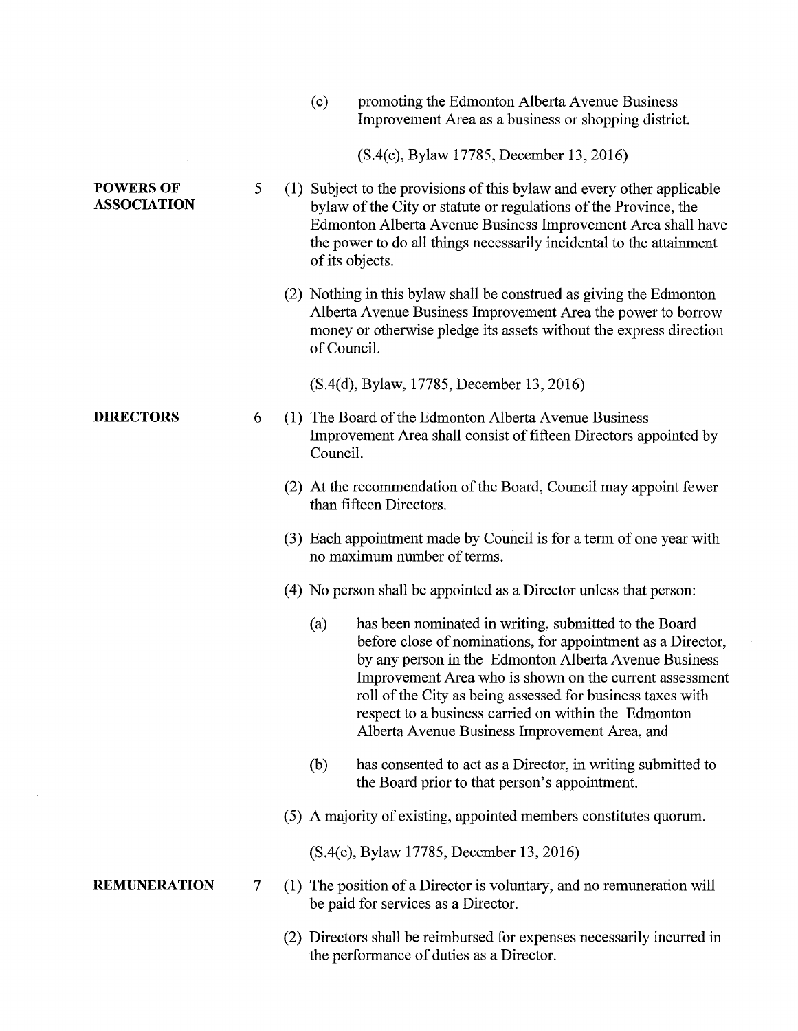(c) promoting the Edmonton Alberta Avenue Business Improvement Area as a business or shopping district.

(S.4(c), Bylaw 17785, December 13, 2016)

**POWERS OF ASSOCIATION**

5 (1) Subject to the provisions of this bylaw and every other applicable bylaw of the City or statute or regulations of the Province, the Edmonton Alberta Avenue Business Improvement Area shall have the power to do all things necessarily incidental to the attainment of its objects.

(2) Nothing in this bylaw shall be construed as giving the Edmonton Alberta Avenue Business Improvement Area the power to borrow money or otherwise pledge its assets without the express direction of Council.

(S.4(d), Bylaw, 17785, December 13, 2016)

**DIRECTORS**

6 (1) The Board of the Edmonton Alberta Avenue Business Improvement Area shall consist of fifteen Directors appointed by Council.

(2) At the recommendation of the Board, Council may appoint fewer than fifteen Directors.

(3) Each appointment made by Council is for a term of one year with no maximum number of terms.

(4) No person shall be appointed as a Director unless that person:

(a) has been nominated in writing, submitted to the Board before close of nominations, for appointment as a Director, by any person in the Edmonton Alberta Avenue Business Improvement Area who is shown on the current assessment roll of the City as being assessed for business taxes with respect to a business carried on within the Edmonton Alberta Avenue Business Improvement Area, and

(b) has consented to act as a Director, in writing submitted to the Board prior to that person's appointment.

(5) A majority of existing, appointed members constitutes quorum.

(S.4(e), Bylaw 17785, December 13, 2016)

**REMUNERATION**

7 (1) The position of a Director is voluntary, and no remuneration will be paid for services as a Director.

(2) Directors shall be reimbursed for expenses necessarily incurred in the performance of duties as a Director.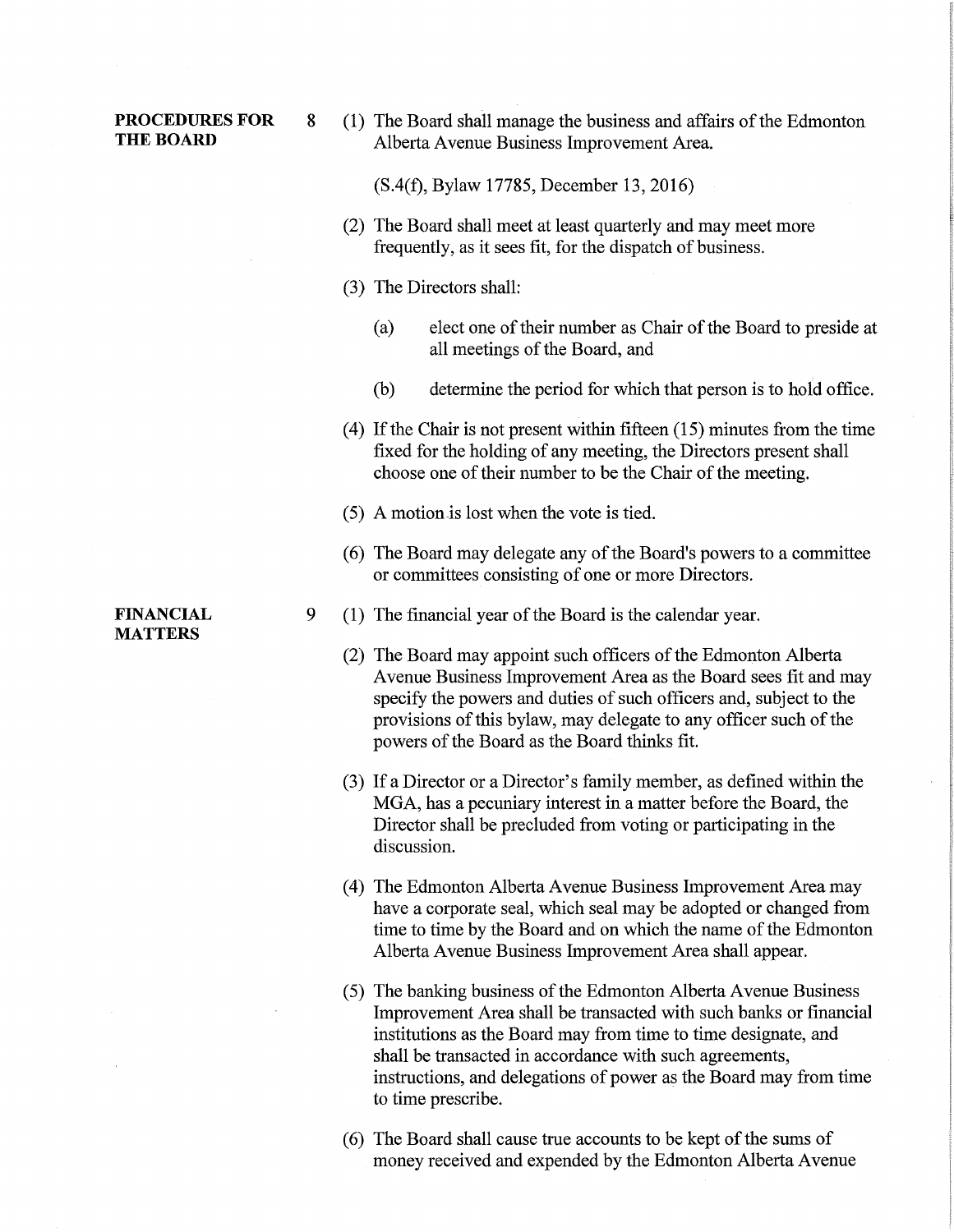**PROCEDURES FOR THE BOARD**

8 (1) The Board shall manage the business and affairs of the Edmonton Alberta Avenue Business Improvement Area.

(S.4(f), Bylaw 17785, December 13, 2016)

(2) The Board shall meet at least quarterly and may meet more frequently, as it sees fit, for the dispatch of business.

(3) The Directors shall:

(a) elect one of their number as Chair of the Board to preside at all meetings of the Board, and

(b) determine the period for which that person is to hold office.

(4) If the Chair is not present within fifteen (15) minutes from the time fixed for the holding of any meeting, the Directors present shall choose one of their number to be the Chair of the meeting.

(5) A motion is lost when the vote is tied.

(6) The Board may delegate any of the Board's powers to a committee or committees consisting of one or more Directors.

**FINANCIAL MATTERS**

9 (1) The financial year of the Board is the calendar year.

(2) The Board may appoint such officers of the Edmonton Alberta Avenue Business Improvement Area as the Board sees fit and may specify the powers and duties of such officers and, subject to the provisions of this bylaw, may delegate to any officer such of the powers of the Board as the Board thinks fit.

(3) If a Director or a Director's family member, as defined within the MGA, has a pecuniary interest in a matter before the Board, the Director shall be precluded from voting or participating in the discussion.

(4) The Edmonton Alberta Avenue Business Improvement Area may have a corporate seal, which seal may be adopted or changed from time to time by the Board and on which the name of the Edmonton Alberta Avenue Business Improvement Area shall appear.

(5) The banking business of the Edmonton Alberta Avenue Business Improvement Area shall be transacted with such banks or financial institutions as the Board may from time to time designate, and shall be transacted in accordance with such agreements, instructions, and delegations of power as the Board may from time to time prescribe.

(6) The Board shall cause true accounts to be kept of the sums of money received and expended by the Edmonton Alberta Avenue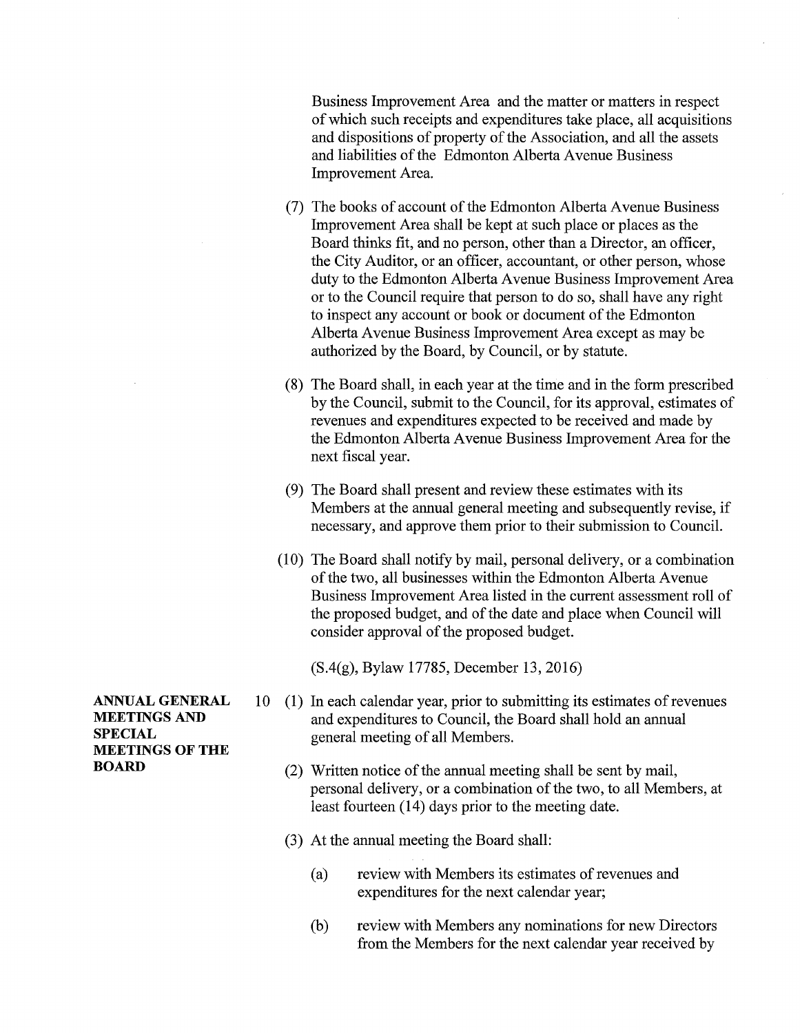Business Improvement Area and the matter or matters in respect of which such receipts and expenditures take place, all acquisitions and dispositions of property of the Association, and all the assets and liabilities of the Edmonton Alberta Avenue Business Improvement Area.

(7) The books of account of the Edmonton Alberta Avenue Business Improvement Area shall be kept at such place or places as the Board thinks fit, and no person, other than a Director, an officer, the City Auditor, or an officer, accountant, or other person, whose duty to the Edmonton Alberta Avenue Business Improvement Area or to the Council require that person to do so, shall have any right to inspect any account or book or document of the Edmonton Alberta Avenue Business Improvement Area except as may be authorized by the Board, by Council, or by statute.

(8) The Board shall, in each year at the time and in the form prescribed by the Council, submit to the Council, for its approval, estimates of revenues and expenditures expected to be received and made by the Edmonton Alberta Avenue Business Improvement Area for the next fiscal year.

(9) The Board shall present and review these estimates with its Members at the annual general meeting and subsequently revise, if necessary, and approve them prior to their submission to Council.

(10) The Board shall notify by mail, personal delivery, or a combination of the two, all businesses within the Edmonton Alberta Avenue Business Improvement Area listed in the current assessment roll of the proposed budget, and of the date and place when Council will consider approval of the proposed budget.

(S.4(g), Bylaw 17785, December 13, 2016)

**ANNUAL GENERAL MEETINGS AND SPECIAL MEETINGS OF THE BOARD**

10 (1) In each calendar year, prior to submitting its estimates of revenues and expenditures to Council, the Board shall hold an annual general meeting of all Members.

(2) Written notice of the annual meeting shall be sent by mail, personal delivery, or a combination of the two, to all Members, at least fourteen (14) days prior to the meeting date.

(3) At the annual meeting the Board shall:

(a) review with Members its estimates of revenues and expenditures for the next calendar year;

(b) review with Members any nominations for new Directors from the Members for the next calendar year received by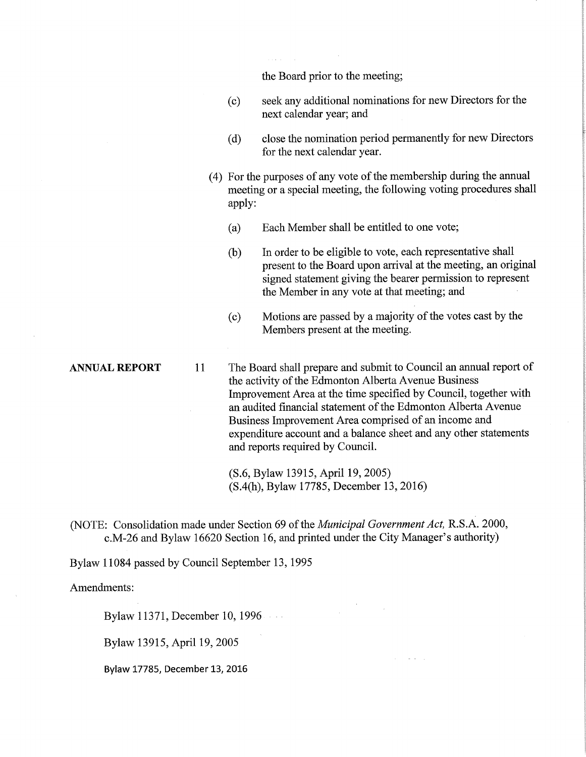the Board prior to the meeting;

(c) seek any additional nominations for new Directors for the next calendar year; and

(d) close the nomination period permanently for new Directors for the next calendar year.

(4) For the purposes of any vote of the membership during the annual meeting or a special meeting, the following voting procedures shall apply:

(a) Each Member shall be entitled to one vote;

(b) In order to be eligible to vote, each representative shall present to the Board upon arrival at the meeting, an original signed statement giving the bearer permission to represent the Member in any vote at that meeting; and

(c) Motions are passed by a majority of the votes cast by the Members present at the meeting.

**ANNUAL REPORT** 11 The Board shall prepare and submit to Council an annual report of the activity of the Edmonton Alberta Avenue Business Improvement Area at the time specified by Council, together with an audited financial statement of the Edmonton Alberta Avenue Business Improvement Area comprised of an income and expenditure account and a balance sheet and any other statements and reports required by Council.

(S.6, Bylaw 13915, April 19, 2005)
(S.4(h), Bylaw 17785, December 13, 2016)

(NOTE: Consolidation made under Section 69 of the *Municipal Government Act,* R.S.A. 2000, c.M-26 and Bylaw 16620 Section 16, and printed under the City Manager's authority)

Bylaw 11084 passed by Council September 13, 1995

Amendments:

Bylaw 11371, December 10, 1996

Bylaw 13915, April 19, 2005

Bylaw 17785, December 13, 2016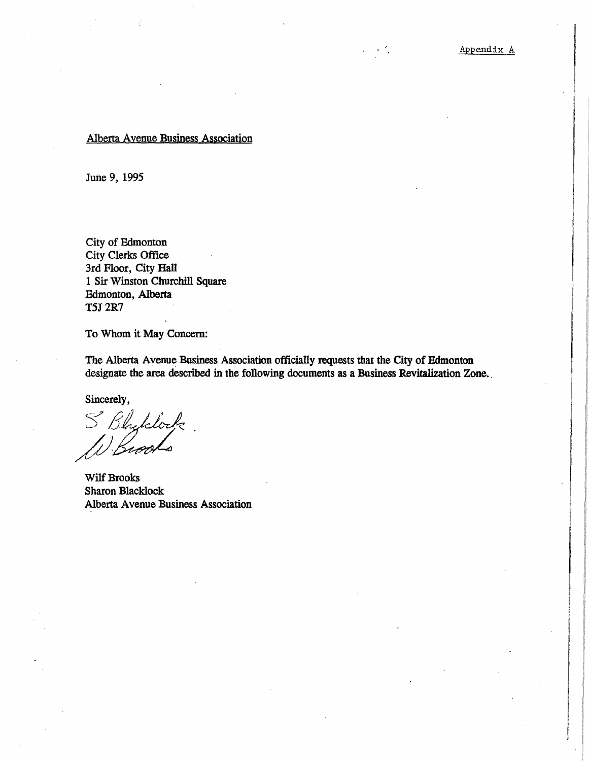Appendix A

Alberta Avenue Business Association

June 9, 1995

City of Edmonton
City Clerks Office
3rd Floor, City Hall
1 Sir Winston Churchill Square
Edmonton, Alberta
T5J 2R7

To Whom it May Concern:

The Alberta Avenue Business Association officially requests that the City of Edmonton designate the area described in the following documents as a Business Revitalization Zone.

Sincerely,

S Blacklock
W. Brooks

Wilf Brooks
Sharon Blacklock
Alberta Avenue Business Association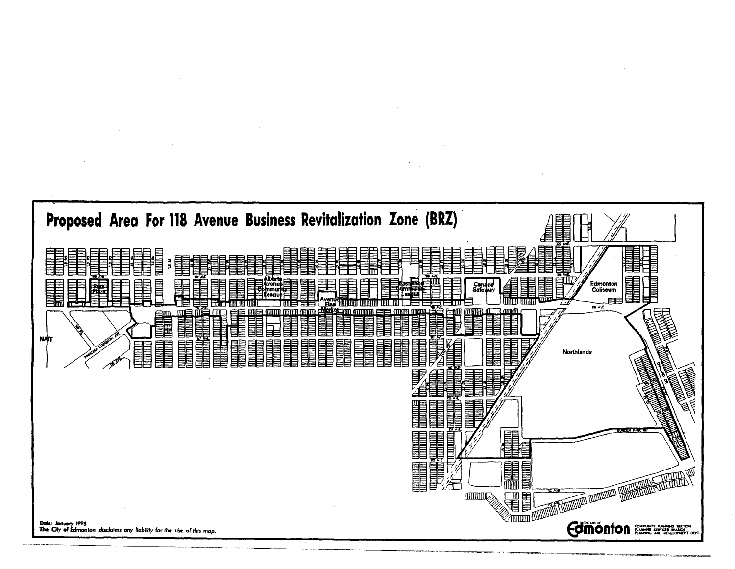# Proposed Area For 118 Avenue Business Revitalization Zone (BRZ)

Alberta Avenue Community League

Avenue Flea Market

Eastwood Community League

Canada Safeway

Edmonton Coliseum

Northlands

NAIT

Park Plaza

Date: January 1995
The City of Edmonton disclaims any liability for the use of this map.

The City of Edmonton
Community Planning Section
Planning Services Branch
Planning and Development Dept.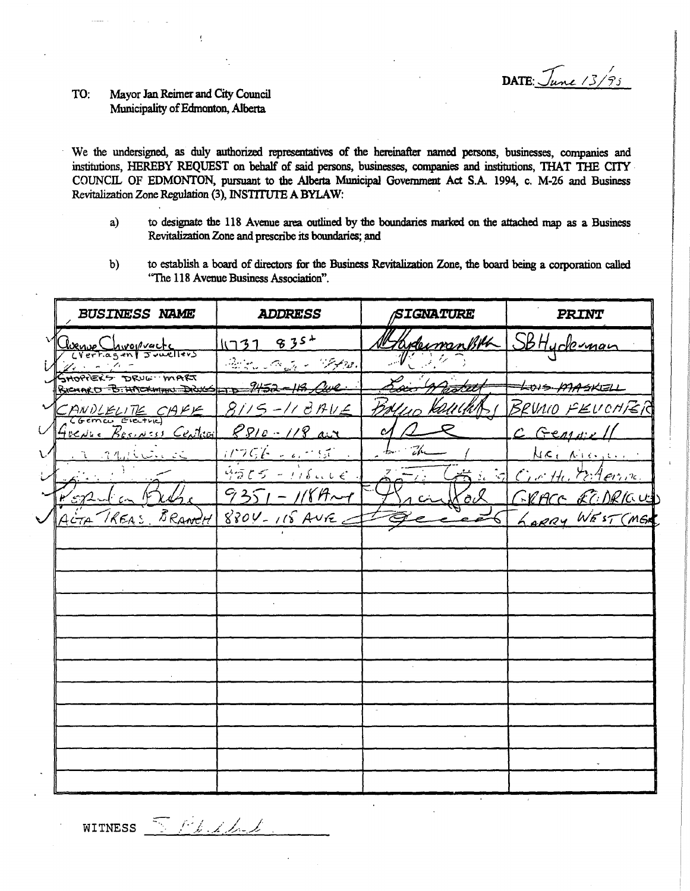DATE: June 13/95

TO: Mayor Jan Reimer and City Council
Municipality of Edmonton, Alberta

We the undersigned, as duly authorized representatives of the hereinafter named persons, businesses, companies and institutions, HEREBY REQUEST on behalf of said persons, businesses, companies and institutions, THAT THE CITY COUNCIL OF EDMONTON, pursuant to the Alberta Municipal Government Act S.A. 1994, c. M-26 and Business Revitalization Zone Regulation (3), INSTITUTE A BYLAW:

a) to designate the 118 Avenue area outlined by the boundaries marked on the attached map as a Business Revitalization Zone and prescribe its boundaries; and

b) to establish a board of directors for the Business Revitalization Zone, the board being a corporation called "The 118 Avenue Business Association".

| BUSINESS NAME | ADDRESS | SIGNATURE | PRINT |
|---|---|---|---|
| Avenue Chiropractic | 11737 83St | SBHyderman | SBHyderman |
| (Verhagen Jewellers) | | | |
| SHOPPERS DRUG MART ~~RICHARD B. HACKMAN DRUGS LTD~~ | 9452-118 Ave | Lois Maskell | ~~LOIS MASKELL~~ |
| CANDLELITE CAFE | 8115-118 AVE | Bruno Feucht | BRUNO FEUCHTER |
| (Gemco Electric) Avenue Business Centre | 8810-118 ave | | C Gemmell |
| | 11756 - | | |
| | 9505 - 118 Ave | | |
| Espaldon Bulbs | 9351-118Ave | Grace Rod | GRACE RODRIGUES |
| ALTA TREAS. BRANCH | 8804-118 AVE | | LARRY WEST (MGR) |
| | | | |
| | | | |
| | | | |
| | | | |
| | | | |
| | | | |
| | | | |
| | | | |
| | | | |
| | | | |
| | | | |
| | | | |
| | | | |

WITNESS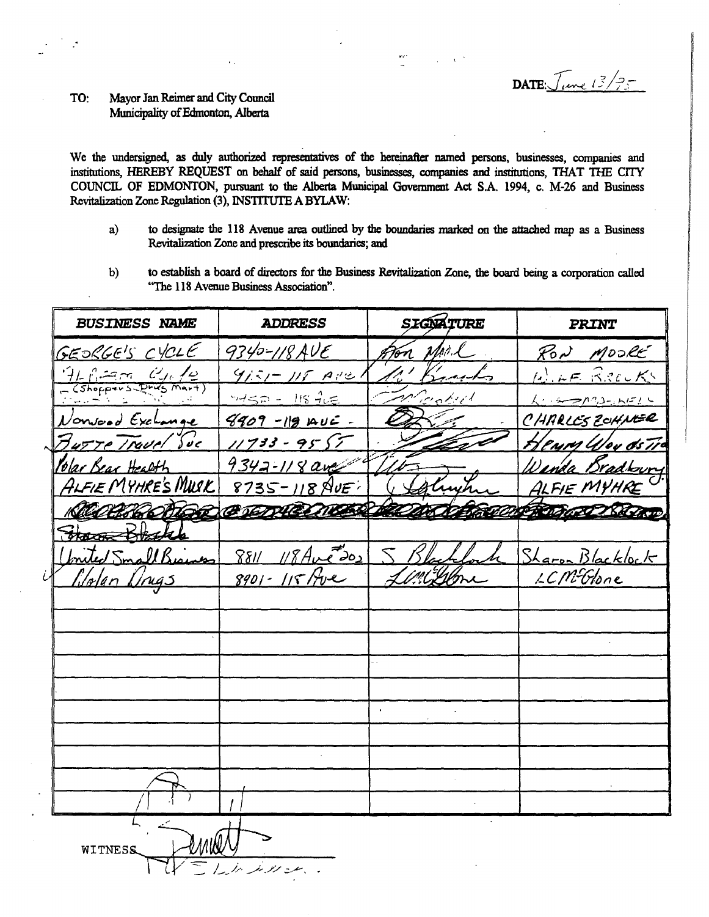DATE: June 13/95

TO: Mayor Jan Reimer and City Council
Municipality of Edmonton, Alberta

We the undersigned, as duly authorized representatives of the hereinafter named persons, businesses, companies and institutions, HEREBY REQUEST on behalf of said persons, businesses, companies and institutions, THAT THE CITY COUNCIL OF EDMONTON, pursuant to the Alberta Municipal Government Act S.A. 1994, c. M-26 and Business Revitalization Zone Regulation (3), INSTITUTE A BYLAW:

a) to designate the 118 Avenue area outlined by the boundaries marked on the attached map as a Business Revitalization Zone and prescribe its boundaries; and

b) to establish a board of directors for the Business Revitalization Zone, the board being a corporation called "The 118 Avenue Business Association".

| BUSINESS NAME | ADDRESS | SIGNATURE | PRINT |
|---|---|---|---|
| GEORGE'S CYCLE | 9340-118 AVE | Ron Moore | RON MOORE |
| Alberta Cycle | 9121 - 118 Ave | W. Brooks | W. F. BROOKS |
| (Shoppers Drug Mart) | 9450 - 118 Ave | | |
| Norwood Exchange | 8909 - 118 AVE. | | CHARLES ZOHNER |
| Butte Travel Svc | 11733 - 95 ST | | Henry Woodstra |
| Polar Bear Health | 9342-118 ave | | Wenda Bradbury |
| ALFIE MYHRE'S MUSIC | 8735-118 AVE. | A. Myhre | ALFIE MYHRE |
| Sharon Blacklock | | | |
| United Small Business | 8811 118 Ave #202 | S Blacklock | Sharon Blacklock |
| Nolan Drugs | 8901 - 118 Ave | L McGlone | L C McGlone |
| | | | |
| | | | |
| | | | |
| | | | |
| | | | |
| | | | |
| | | | |
| | | | |
| | | | |
| | | | |

WITNESS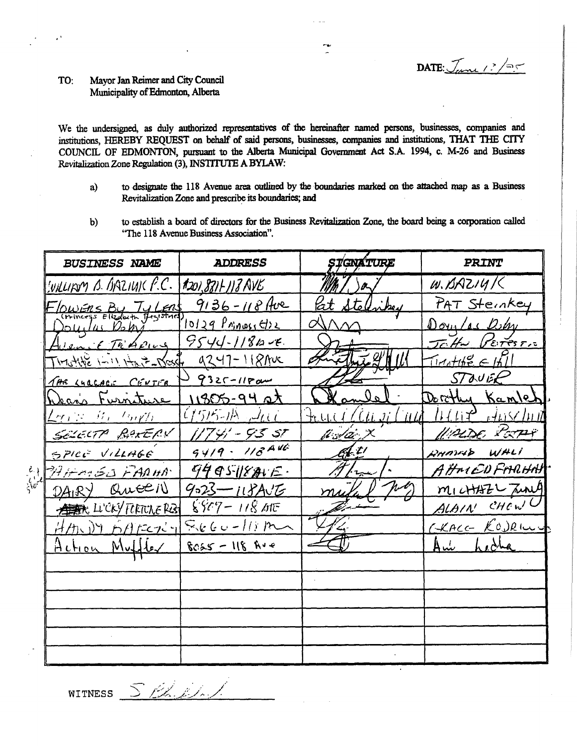DATE: June 12/95

TO: Mayor Jan Reimer and City Council
Municipality of Edmonton, Alberta

We the undersigned, as duly authorized representatives of the hereinafter named persons, businesses, companies and institutions, HEREBY REQUEST on behalf of said persons, businesses, companies and institutions, THAT THE CITY COUNCIL OF EDMONTON, pursuant to the Alberta Municipal Government Act S.A. 1994, c. M-26 and Business Revitalization Zone Regulation (3), INSTITUTE A BYLAW:

a) to designate the 118 Avenue area outlined by the boundaries marked on the attached map as a Business Revitalization Zone and prescribe its boundaries; and

b) to establish a board of directors for the Business Revitalization Zone, the board being a corporation called "The 118 Avenue Business Association".

| BUSINESS NAME | ADDRESS | SIGNATURE | PRINT |
|---|---|---|---|
| WILLIAM A. BAZIUK P.C. | #201, 8811-118 AVE | (signature) | W. BAZIUK |
| Flowers By Tylers (Princess Elizabeth Registries) | 9136-118 Ave | Pat Steinkey | PAT Steinkey |
| Douglas Doby | 10129 Princess Eliz | (signature) | Douglas Doby |
| Alumi-E Trading | 9544-118 Ave. | (signature) | John Petersen |
| Timothe Hill Hair Design | 9247-118 Ave | (signature) | Timothe E Hill |
| THE CHECKER CENTER | 9325-118 ave | (signature) | STAUER |
| Dean's Furniture | 11805-94 st | (signature) | Dorothy Kamle |
| Lucky 88 Cafe | 11515-118 Ave | (signature) | (illegible) |
| SELECTA BAKERY | 11741-93 ST | (signature) | WALDE PETTY |
| SPICE VILLAGE | 9419-118 AVE | (signature) | AHMAD WALI |
| AHMED FARHAT | 9495-118 AVE. | (signature) | AHMED FARHAT |
| DAIRY Queen | 9023-118 AVE | (signature) | MICHAEL Jung |
| LUCKY FORTUNE REST | 8907-118 AVE | (signature) | ALAIN CHEW |
| HANDY BAKERY | 8660-118 Ave | (signature) | CLARE RODRIGUES |
| Action Muffler | 8055-118 Ave | (signature) | Ani Ladha |
| | | | |
| | | | |
| | | | |
| | | | |
| | | | |
| | | | |

WITNESS (signature)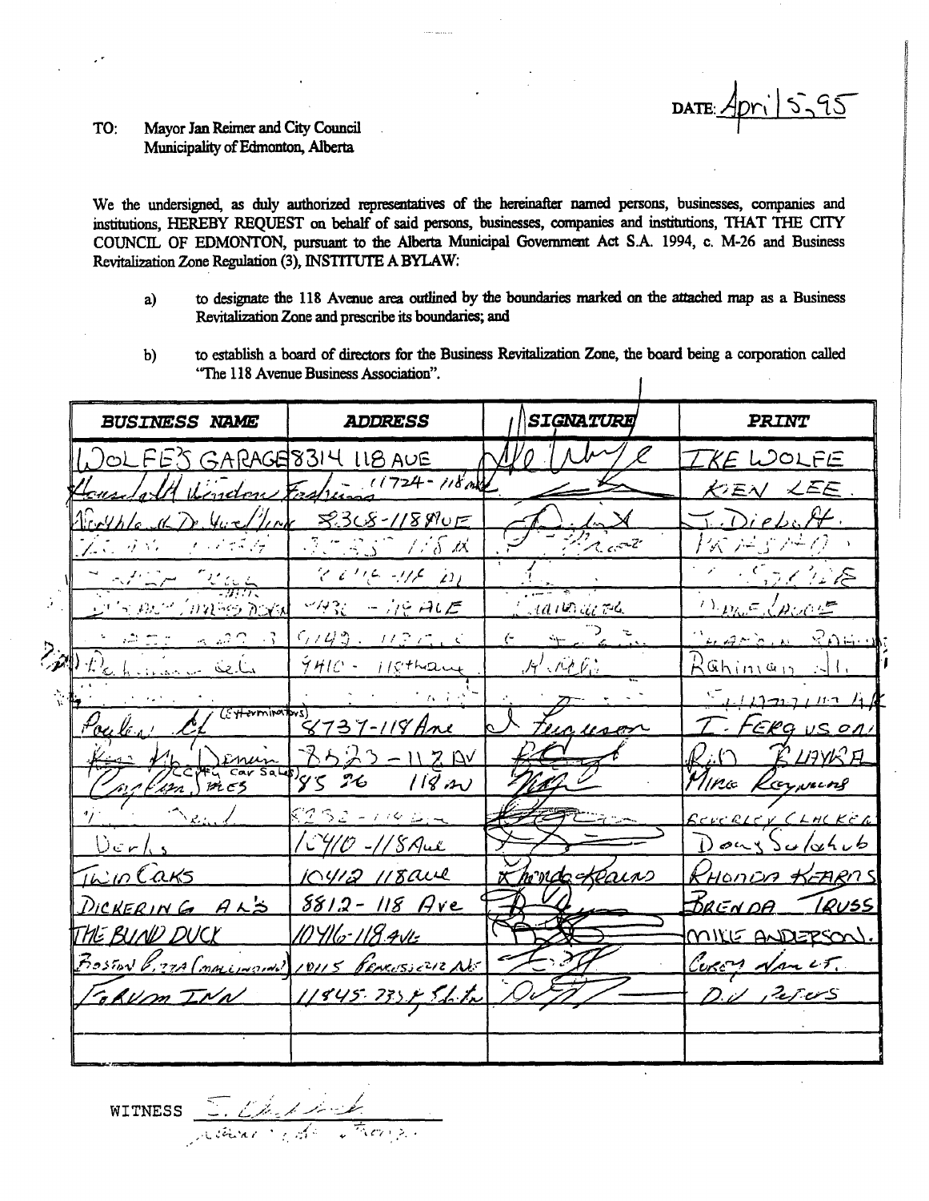DATE: April 5, 95

TO: Mayor Jan Reimer and City Council
Municipality of Edmonton, Alberta

We the undersigned, as duly authorized representatives of the hereinafter named persons, businesses, companies and institutions, HEREBY REQUEST on behalf of said persons, businesses, companies and institutions, THAT THE CITY COUNCIL OF EDMONTON, pursuant to the Alberta Municipal Government Act S.A. 1994, c. M-26 and Business Revitalization Zone Regulation (3), INSTITUTE A BYLAW:

a) to designate the 118 Avenue area outlined by the boundaries marked on the attached map as a Business Revitalization Zone and prescribe its boundaries; and

b) to establish a board of directors for the Business Revitalization Zone, the board being a corporation called "The 118 Avenue Business Association".

| BUSINESS NAME | ADDRESS | SIGNATURE | PRINT |
|---|---|---|---|
| WOLFE'S GARAGE | 8314 118 AVE | | IKE WOLFE |
| Household Window Fashions | 11724-118 Ave | | KEN LEE |
| Northland Dewlling | 8308-118 AVE | | J. Diebolt |
| | 8025 118 Av | | |
| | 8616-118 Av | | |
| | 4436-118 AVE | | |
| | 9149. 118 Av | | |
| | 9410-118th ave | | Rahiman Ali |
| | | | |
| Poulin's Ltd (Exterminators) | 8737-118 Ave | | T. FERGUSON |
| | 8523-118 AV | | |
| Capital City Car Sales | 8526 118 AV | | Mira Reynolds |
| | 8232-118 Av | | BEVERLEY CLACKER |
| Derk's | 10410-118 Ave | | Doug Sulchub |
| Twin Oaks | 10412 118 ave | | RHONDA KEARNS |
| DICKERING AL'S | 8812-118 Ave | | BRENDA TRUSS |
| THE BLIND DUCK | 10416-118 AVE | | MIKE ANDERSON |
| Boston Pizza (management) | 10115 Princess Elizabeth Ave | | Corey Varet |
| Forum Inn | 11845-73 St | | D.W. Peters |
| | | | |
| | | | |

WITNESS _______________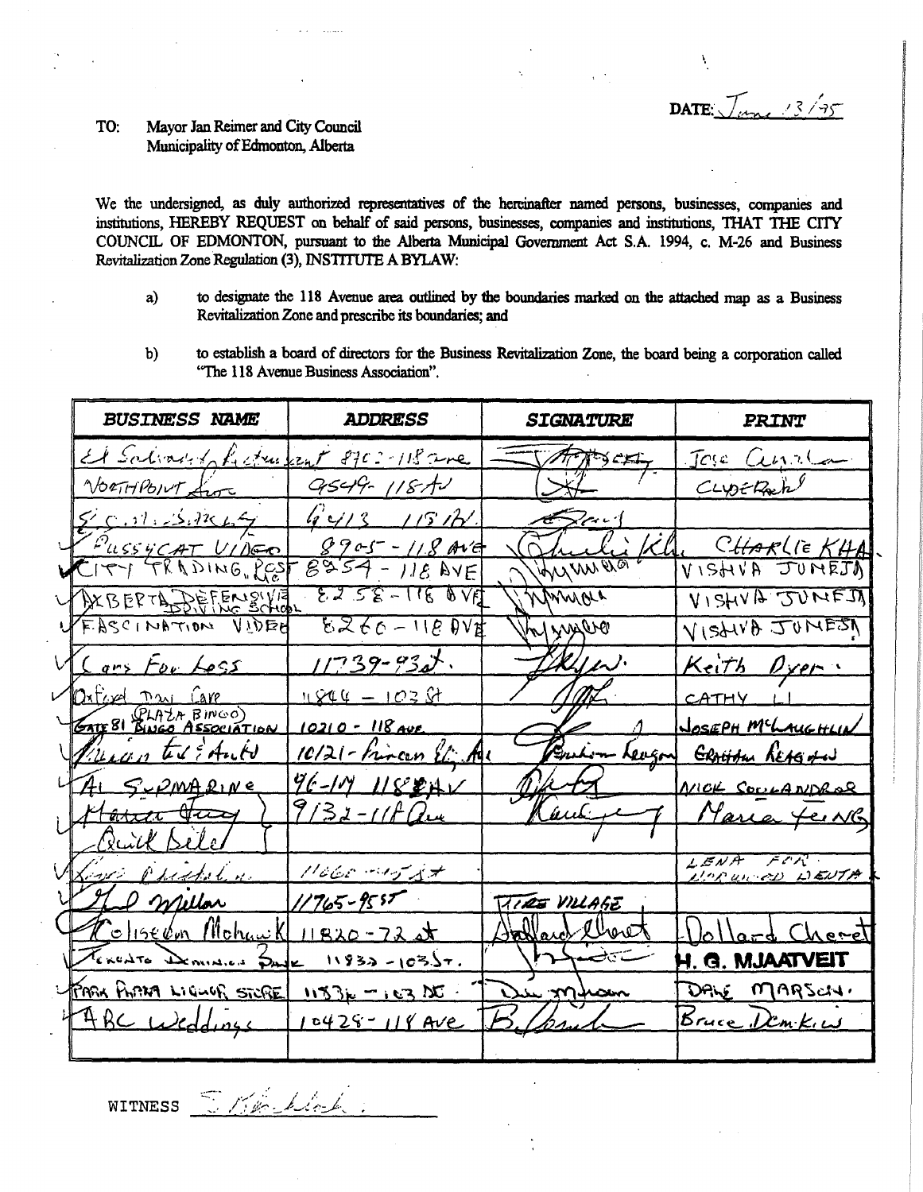DATE: June 13/95

TO: Mayor Jan Reimer and City Council
Municipality of Edmonton, Alberta

We the undersigned, as duly authorized representatives of the hereinafter named persons, businesses, companies and institutions, HEREBY REQUEST on behalf of said persons, businesses, companies and institutions, THAT THE CITY COUNCIL OF EDMONTON, pursuant to the Alberta Municipal Government Act S.A. 1994, c. M-26 and Business Revitalization Zone Regulation (3), INSTITUTE A BYLAW:

a) to designate the 118 Avenue area outlined by the boundaries marked on the attached map as a Business Revitalization Zone and prescribe its boundaries; and

b) to establish a board of directors for the Business Revitalization Zone, the board being a corporation called "The 118 Avenue Business Association".

| BUSINESS NAME | ADDRESS | SIGNATURE | PRINT |
|---|---|---|---|
| El Salvador Restaurant | 8702 - 118 Ave | | Jose Cerna |
| Northpoint Auto | 9549 - 118 Av | | Clyde Pachl |
| | 9413 118 Av. | | |
| Pussycat Video | 8905 - 118 Ave | | Charlie Kha |
| City Trading Post | 8954 - 118 Ave | | Vishva Juneja |
| Alberta Defensive Driving School | 8258 - 118 Ave | | Vishva Juneja |
| Fascination Video | 8260 - 118 Ave | | Vishva Juneja |
| Cars For Less | 11739 - 93 St. | | Keith Dyer |
| Oxford Dry Care | 11844 - 103 St | | Cathy Li |
| Gate 81 (Plaza Bingo) Bingo Association | 10210 - 118 Ave | | Joseph McLaughlin |
| Prince Tire & Auto | 10121 - Princess Eliz. Ave | | Graham Reagan |
| A1 Submarine | 9614 118 Ave | | Nick Soulandros |
| | 9132 - 118 Ave | | Maria Ferng |
| Quick Sale | | | |
| | 11662 - 95 St | | Lena For Norwood Denta |
| Ed Millar | 11765 - 95 St | Tire Village | |
| Coliseum Mohawk | 11820 - 72 St | | Dollard Cheret |
| Toronto Dominion Bank | 11833 - 103 St. | | H. G. MJAATVEIT |
| Park Plaza Liquor Store | 11836 - 103 St. | | Dave Marson |
| ABC Weddings | 10428 - 118 Ave | | Bruce Demkiw |

WITNESS _______________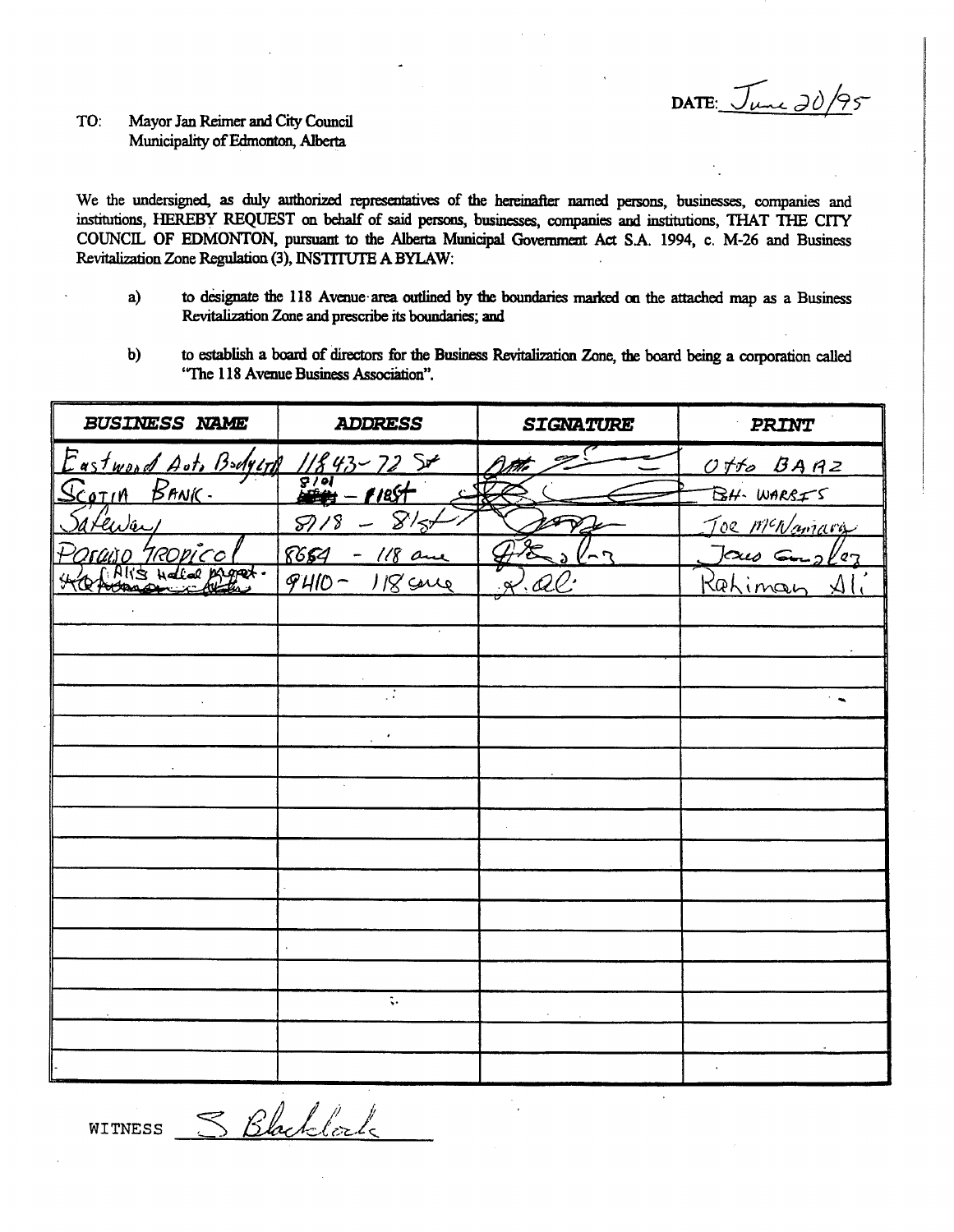DATE: June 20/95

TO: Mayor Jan Reimer and City Council
Municipality of Edmonton, Alberta

We the undersigned, as duly authorized representatives of the hereinafter named persons, businesses, companies and institutions, HEREBY REQUEST on behalf of said persons, businesses, companies and institutions, THAT THE CITY COUNCIL OF EDMONTON, pursuant to the Alberta Municipal Government Act S.A. 1994, c. M-26 and Business Revitalization Zone Regulation (3), INSTITUTE A BYLAW:

a) to designate the 118 Avenue area outlined by the boundaries marked on the attached map as a Business Revitalization Zone and prescribe its boundaries; and

b) to establish a board of directors for the Business Revitalization Zone, the board being a corporation called "The 118 Avenue Business Association".

| BUSINESS NAME | ADDRESS | SIGNATURE | PRINT |
|---|---|---|---|
| Eastwood Auto Body Ltd | 11843-72 St | [signature] | Otto BAAZ |
| SCOTIA BANK. | 8101 - 118St | [signature] | BH. WARRIS |
| Safeway | 8718 - 81st | [signature] | Joe McNamara |
| Paraiso Tropical | 8654 - 118 ave | [signature] | Jesus Gonzalez |
| Ali's Halal Meat | 9410 - 118 ave | R. Al. | Rahiman Ali |
| | | | |
| | | | |
| | | | |
| | | | |
| | | | |
| | | | |
| | | | |
| | | | |
| | | | |
| | | | |
| | | | |
| | | | |
| | | | |
| | | | |
| | | | |
| | | | |
| | | | |

WITNESS S Blacklock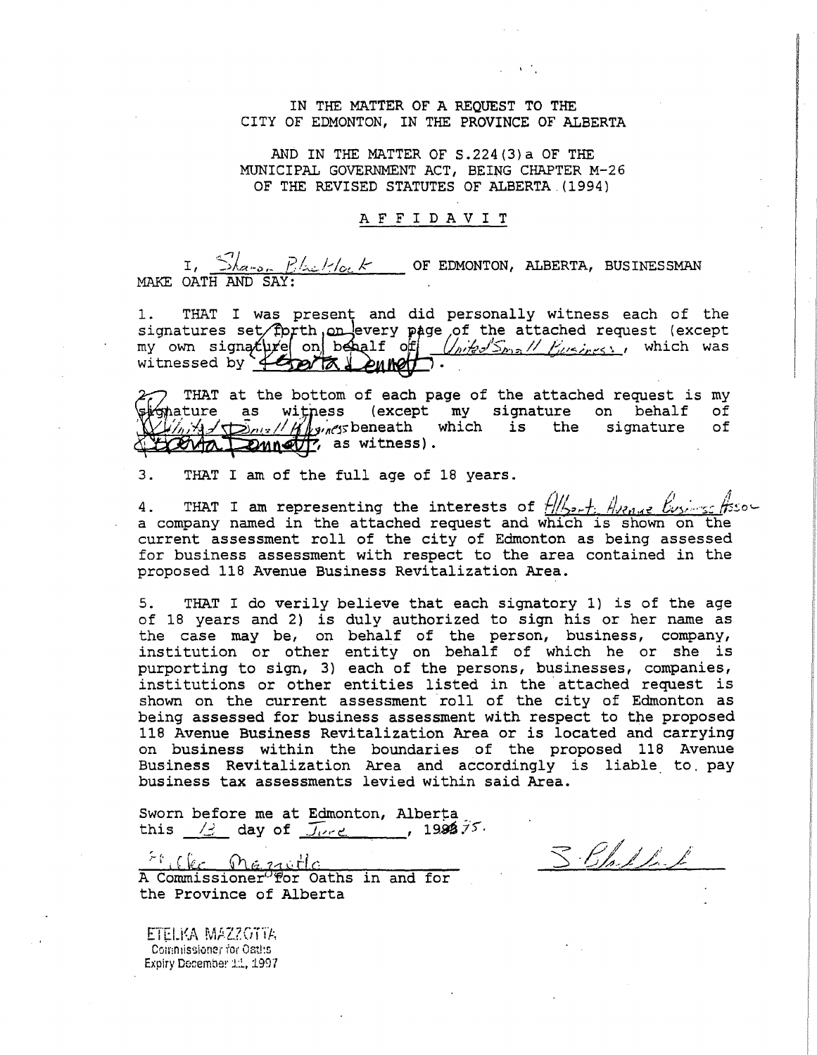IN THE MATTER OF A REQUEST TO THE
CITY OF EDMONTON, IN THE PROVINCE OF ALBERTA

AND IN THE MATTER OF S.224(3)a OF THE
MUNICIPAL GOVERNMENT ACT, BEING CHAPTER M-26
OF THE REVISED STATUTES OF ALBERTA (1994)

## A F F I D A V I T

I, Sharon Blacklock OF EDMONTON, ALBERTA, BUSINESSMAN MAKE OATH AND SAY:

1. THAT I was present and did personally witness each of the signatures set forth on every page of the attached request (except my own signature on behalf of United Small Business, which was witnessed by Loretta Bennett).

2. THAT at the bottom of each page of the attached request is my signature as witness (except my signature on behalf of United Small Business beneath which is the signature of Loretta Bennett, as witness).

3. THAT I am of the full age of 18 years.

4. THAT I am representing the interests of Alberta Avenue Business Assoc a company named in the attached request and which is shown on the current assessment roll of the city of Edmonton as being assessed for business assessment with respect to the area contained in the proposed 118 Avenue Business Revitalization Area.

5. THAT I do verily believe that each signatory 1) is of the age of 18 years and 2) is duly authorized to sign his or her name as the case may be, on behalf of the person, business, company, institution or other entity on behalf of which he or she is purporting to sign, 3) each of the persons, businesses, companies, institutions or other entities listed in the attached request is shown on the current assessment roll of the city of Edmonton as being assessed for business assessment with respect to the proposed 118 Avenue Business Revitalization Area or is located and carrying on business within the boundaries of the proposed 118 Avenue Business Revitalization Area and accordingly is liable to pay business tax assessments levied within said Area.

Sworn before me at Edmonton, Alberta
this 13 day of June, 1995.

Etelka Mazzotta
A Commissioner for Oaths in and for
the Province of Alberta

S. Blacklock

ETELKA MAZZOTTA
Commissioner for Oaths
Expiry December 11, 1997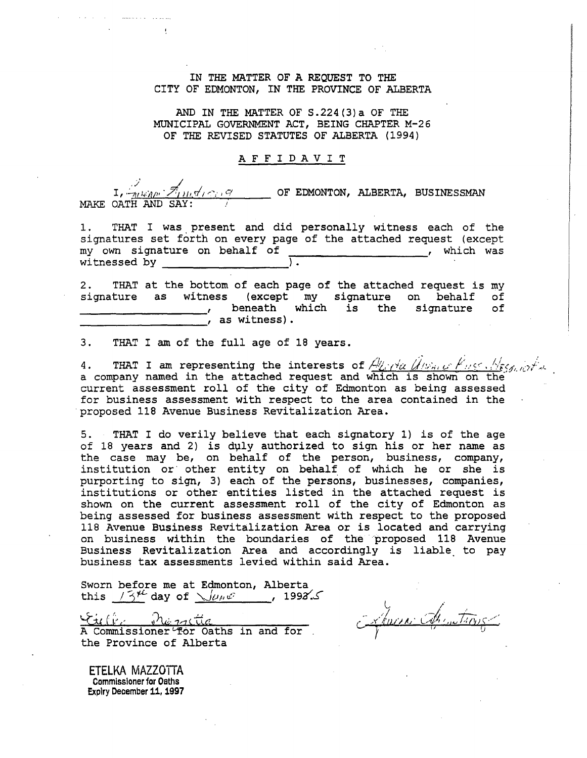IN THE MATTER OF A REQUEST TO THE
CITY OF EDMONTON, IN THE PROVINCE OF ALBERTA

AND IN THE MATTER OF S.224(3)a OF THE
MUNICIPAL GOVERNMENT ACT, BEING CHAPTER M-26
OF THE REVISED STATUTES OF ALBERTA (1994)

# AFFIDAVIT

I, *Thomas Andrews* OF EDMONTON, ALBERTA, BUSINESSMAN MAKE OATH AND SAY:

1. THAT I was present and did personally witness each of the signatures set forth on every page of the attached request (except my own signature on behalf of ____________________, which was witnessed by ____________________).

2. THAT at the bottom of each page of the attached request is my signature as witness (except my signature on behalf of ____________________, beneath which is the signature of ____________________, as witness).

3. THAT I am of the full age of 18 years.

4. THAT I am representing the interests of *Alberta Avenue Bus. Association* a company named in the attached request and which is shown on the current assessment roll of the city of Edmonton as being assessed for business assessment with respect to the area contained in the proposed 118 Avenue Business Revitalization Area.

5. THAT I do verily believe that each signatory 1) is of the age of 18 years and 2) is duly authorized to sign his or her name as the case may be, on behalf of the person, business, company, institution or other entity on behalf of which he or she is purporting to sign, 3) each of the persons, businesses, companies, institutions or other entities listed in the attached request is shown on the current assessment roll of the city of Edmonton as being assessed for business assessment with respect to the proposed 118 Avenue Business Revitalization Area or is located and carrying on business within the boundaries of the proposed 118 Avenue Business Revitalization Area and accordingly is liable to pay business tax assessments levied within said Area.

Sworn before me at Edmonton, Alberta
this *13th* day of *June*, 199*5*

*Etelka Mazzotta*
A Commissioner for Oaths in and for the Province of Alberta

*Thomas Andrews*

ETELKA MAZZOTTA
Commissioner for Oaths
Expiry December 11, 1997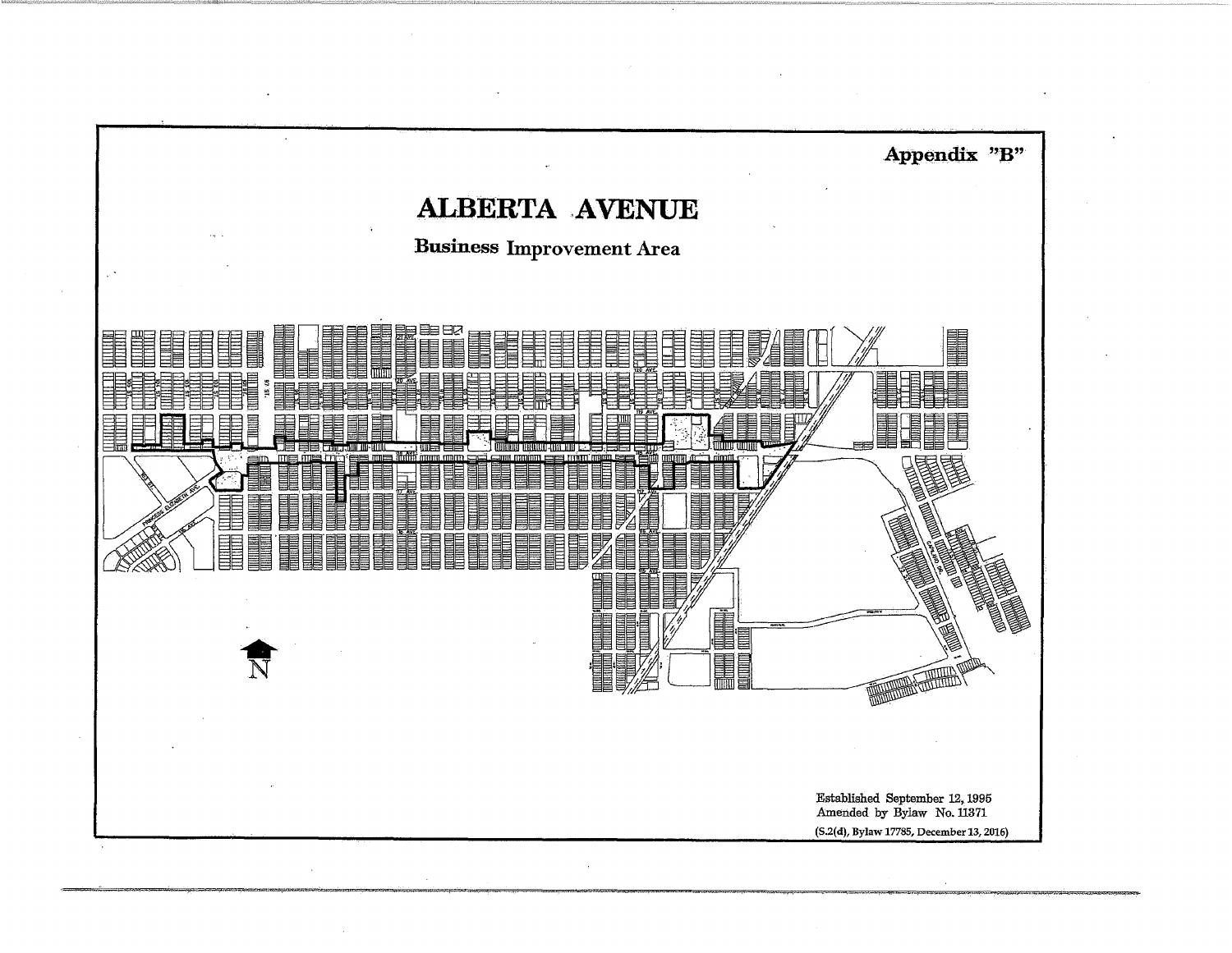Appendix "B"

# ALBERTA AVENUE

## Business Improvement Area

Established September 12, 1995
Amended by Bylaw No. 11371
(S.2(d), Bylaw 17785, December 13, 2016)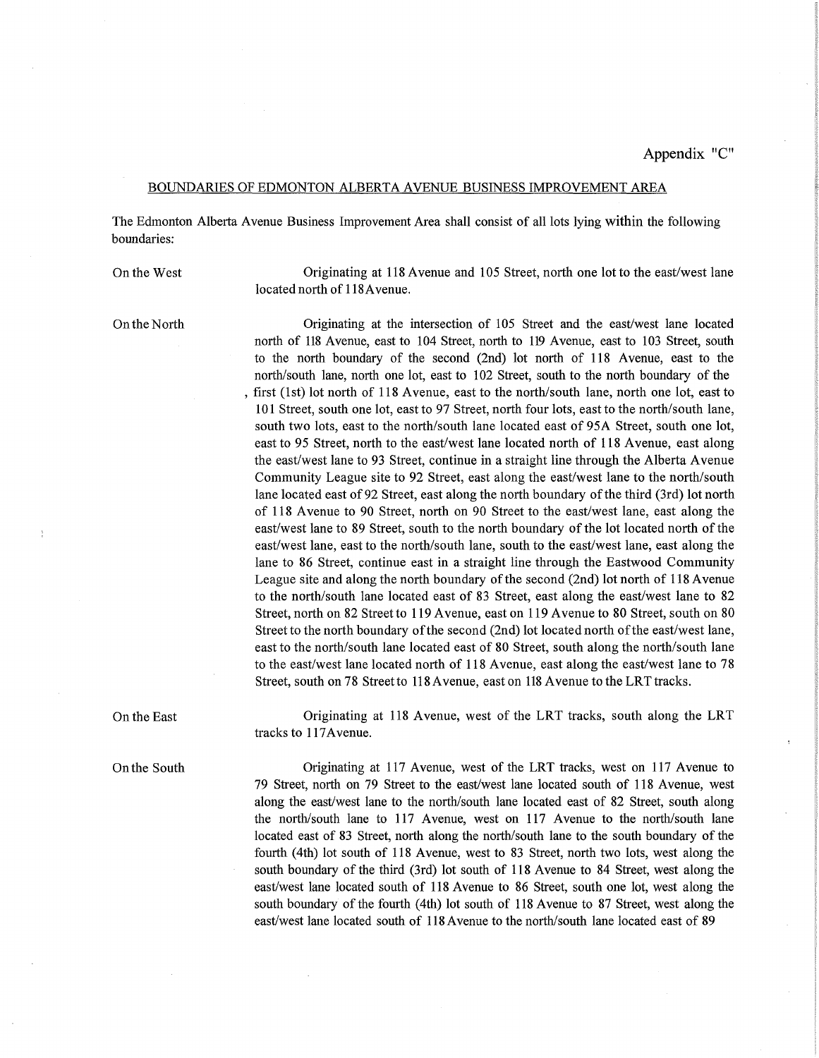Appendix "C"

BOUNDARIES OF EDMONTON ALBERTA AVENUE BUSINESS IMPROVEMENT AREA

The Edmonton Alberta Avenue Business Improvement Area shall consist of all lots lying within the following boundaries:

**On the West**

Originating at 118 Avenue and 105 Street, north one lot to the east/west lane located north of 118 Avenue.

**On the North**

Originating at the intersection of 105 Street and the east/west lane located north of 118 Avenue, east to 104 Street, north to 119 Avenue, east to 103 Street, south to the north boundary of the second (2nd) lot north of 118 Avenue, east to the north/south lane, north one lot, east to 102 Street, south to the north boundary of the first (1st) lot north of 118 Avenue, east to the north/south lane, north one lot, east to 101 Street, south one lot, east to 97 Street, north four lots, east to the north/south lane, south two lots, east to the north/south lane located east of 95A Street, south one lot, east to 95 Street, north to the east/west lane located north of 118 Avenue, east along the east/west lane to 93 Street, continue in a straight line through the Alberta Avenue Community League site to 92 Street, east along the east/west lane to the north/south lane located east of 92 Street, east along the north boundary of the third (3rd) lot north of 118 Avenue to 90 Street, north on 90 Street to the east/west lane, east along the east/west lane to 89 Street, south to the north boundary of the lot located north of the east/west lane, east to the north/south lane, south to the east/west lane, east along the lane to 86 Street, continue east in a straight line through the Eastwood Community League site and along the north boundary of the second (2nd) lot north of 118 Avenue to the north/south lane located east of 83 Street, east along the east/west lane to 82 Street, north on 82 Street to 119 Avenue, east on 119 Avenue to 80 Street, south on 80 Street to the north boundary of the second (2nd) lot located north of the east/west lane, east to the north/south lane located east of 80 Street, south along the north/south lane to the east/west lane located north of 118 Avenue, east along the east/west lane to 78 Street, south on 78 Street to 118 Avenue, east on 118 Avenue to the LRT tracks.

**On the East**

Originating at 118 Avenue, west of the LRT tracks, south along the LRT tracks to 117Avenue.

**On the South**

Originating at 117 Avenue, west of the LRT tracks, west on 117 Avenue to 79 Street, north on 79 Street to the east/west lane located south of 118 Avenue, west along the east/west lane to the north/south lane located east of 82 Street, south along the north/south lane to 117 Avenue, west on 117 Avenue to the north/south lane located east of 83 Street, north along the north/south lane to the south boundary of the fourth (4th) lot south of 118 Avenue, west to 83 Street, north two lots, west along the south boundary of the third (3rd) lot south of 118 Avenue to 84 Street, west along the east/west lane located south of 118 Avenue to 86 Street, south one lot, west along the south boundary of the fourth (4th) lot south of 118 Avenue to 87 Street, west along the east/west lane located south of 118 Avenue to the north/south lane located east of 89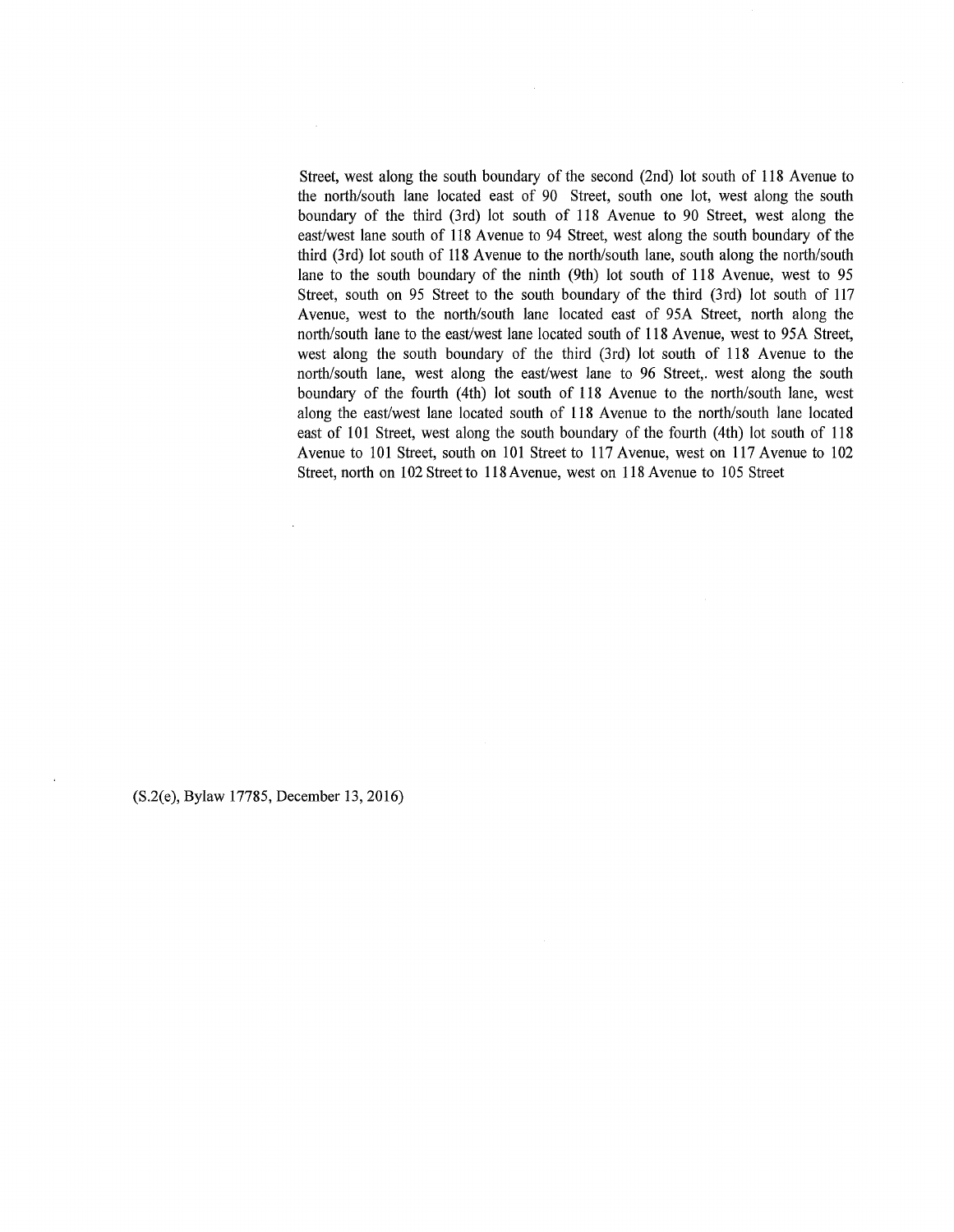Street, west along the south boundary of the second (2nd) lot south of 118 Avenue to the north/south lane located east of 90 Street, south one lot, west along the south boundary of the third (3rd) lot south of 118 Avenue to 90 Street, west along the east/west lane south of 118 Avenue to 94 Street, west along the south boundary of the third (3rd) lot south of 118 Avenue to the north/south lane, south along the north/south lane to the south boundary of the ninth (9th) lot south of 118 Avenue, west to 95 Street, south on 95 Street to the south boundary of the third (3rd) lot south of 117 Avenue, west to the north/south lane located east of 95A Street, north along the north/south lane to the east/west lane located south of 118 Avenue, west to 95A Street, west along the south boundary of the third (3rd) lot south of 118 Avenue to the north/south lane, west along the east/west lane to 96 Street,. west along the south boundary of the fourth (4th) lot south of 118 Avenue to the north/south lane, west along the east/west lane located south of 118 Avenue to the north/south lane located east of 101 Street, west along the south boundary of the fourth (4th) lot south of 118 Avenue to 101 Street, south on 101 Street to 117 Avenue, west on 117 Avenue to 102 Street, north on 102 Street to 118 Avenue, west on 118 Avenue to 105 Street

(S.2(e), Bylaw 17785, December 13, 2016)